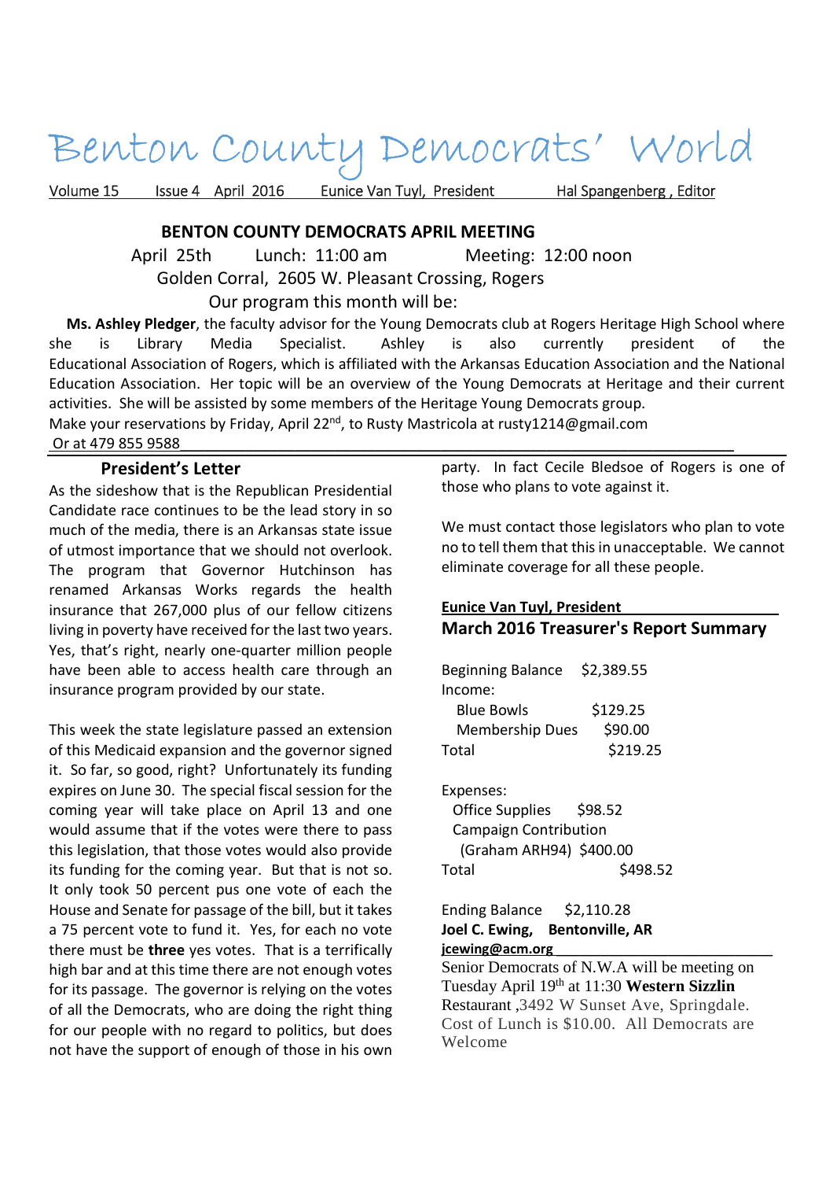# Benton County Democrats' World

Volume 15 Issue 4 April 2016 Eunice Van Tuyl, President Hal Spangenberg, Editor

## BENTON COUNTY DEMOCRATS APRIL MEETING

April 25th Lunch: 11:00 am Meeting: 12:00 noon

Golden Corral, 2605 W. Pleasant Crossing, Rogers

Our program this month will be:

**Ms. Ashley Pledger**, the faculty advisor for the Young Democrats club at Rogers Heritage High School where she is Library Media Specialist. Ashley is also currently president of the Educational Association of Rogers, which is affiliated with the Arkansas Education Association and the National Education Association. Her topic will be an overview of the Young Democrats at Heritage and their current activities. She will be assisted by some members of the Heritage Young Democrats group.

Make your reservations by Friday, April 22nd, to Rusty Mastricola at rusty1214@gmail.com Or at 479 855 9588

### President's Letter

As the sideshow that is the Republican Presidential Candidate race continues to be the lead story in so much of the media, there is an Arkansas state issue of utmost importance that we should not overlook. The program that Governor Hutchinson has renamed Arkansas Works regards the health insurance that 267,000 plus of our fellow citizens living in poverty have received for the last two years. Yes, that's right, nearly one-quarter million people have been able to access health care through an insurance program provided by our state.

This week the state legislature passed an extension of this Medicaid expansion and the governor signed it. So far, so good, right? Unfortunately its funding expires on June 30. The special fiscal session for the coming year will take place on April 13 and one would assume that if the votes were there to pass this legislation, that those votes would also provide its funding for the coming year. But that is not so. It only took 50 percent pus one vote of each the House and Senate for passage of the bill, but it takes a 75 percent vote to fund it. Yes, for each no vote there must be **three** yes votes. That is a terrifically high bar and at this time there are not enough votes for its passage. The governor is relying on the votes of all the Democrats, who are doing the right thing for our people with no regard to politics, but does not have the support of enough of those in his own party. In fact Cecile Bledsoe of Rogers is one of those who plans to vote against it.

We must contact those legislators who plan to vote no to tell them that this in unacceptable. We cannot eliminate coverage for all these people.

**Eunice Van Tuyl, President**

### March 2016 Treasurer's Report Summary

Beginning Balance $2,389.55

Income:

- Blue Bowls $129.25
- Membership Dues $90.00

Total $219.25

Expenses:

- Office Supplies $98.52
- Campaign Contribution (Graham ARH94) $400.00

Total $498.52

Ending Balance $2,110.28

**Joel C. Ewing, Bentonville, AR**
**jcewing@acm.org**

Senior Democrats of N.W.A will be meeting on Tuesday April 19th at 11:30 **Western Sizzlin** Restaurant ,3492 W Sunset Ave, Springdale. Cost of Lunch is $10.00. All Democrats are Welcome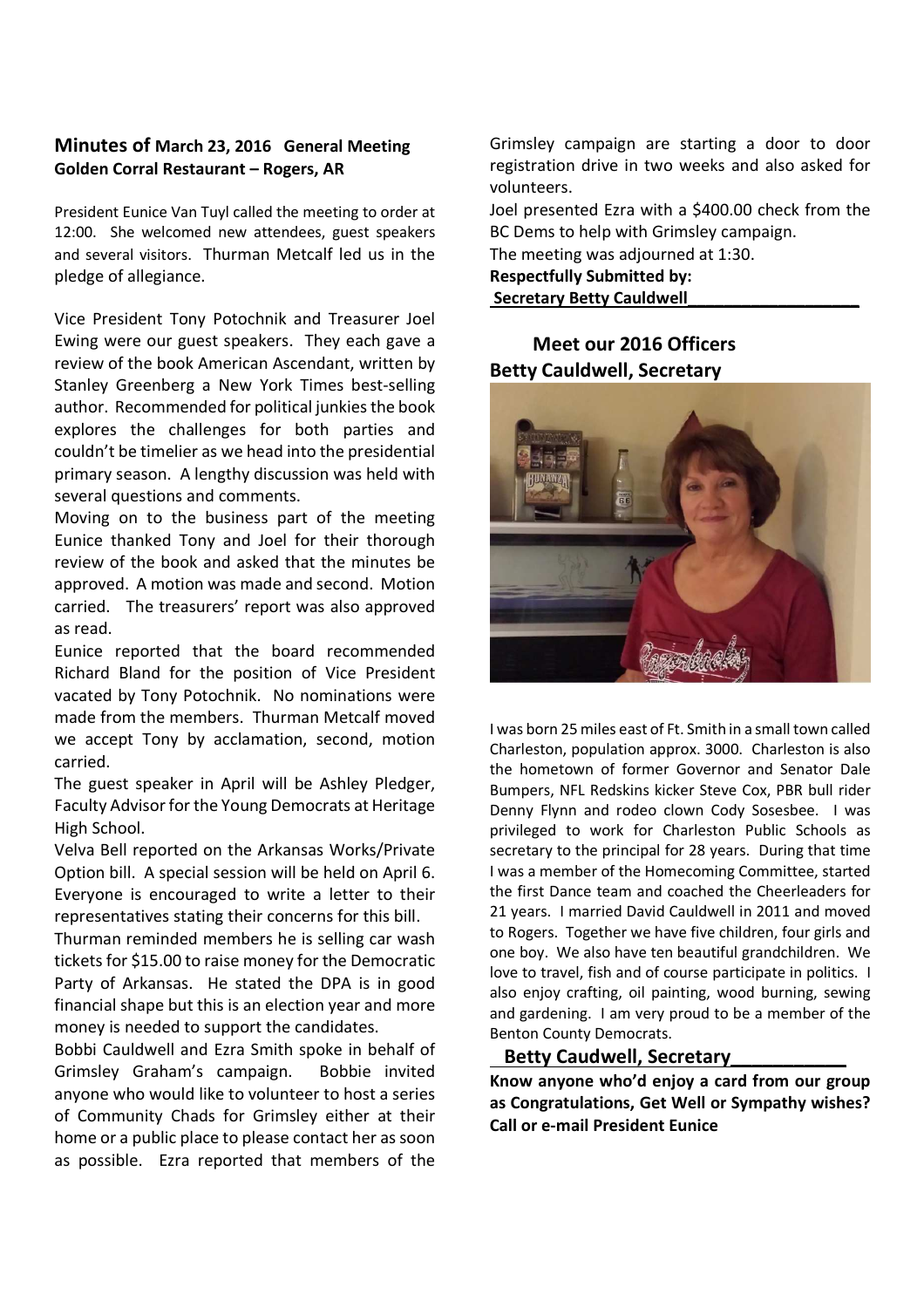## Minutes of March 23, 2016 General Meeting
**Golden Corral Restaurant – Rogers, AR**

President Eunice Van Tuyl called the meeting to order at 12:00. She welcomed new attendees, guest speakers and several visitors. Thurman Metcalf led us in the pledge of allegiance.

Vice President Tony Potochnik and Treasurer Joel Ewing were our guest speakers. They each gave a review of the book American Ascendant, written by Stanley Greenberg a New York Times best-selling author. Recommended for political junkies the book explores the challenges for both parties and couldn't be timelier as we head into the presidential primary season. A lengthy discussion was held with several questions and comments.

Moving on to the business part of the meeting Eunice thanked Tony and Joel for their thorough review of the book and asked that the minutes be approved. A motion was made and second. Motion carried. The treasurers' report was also approved as read.

Eunice reported that the board recommended Richard Bland for the position of Vice President vacated by Tony Potochnik. No nominations were made from the members. Thurman Metcalf moved we accept Tony by acclamation, second, motion carried.

The guest speaker in April will be Ashley Pledger, Faculty Advisor for the Young Democrats at Heritage High School.

Velva Bell reported on the Arkansas Works/Private Option bill. A special session will be held on April 6. Everyone is encouraged to write a letter to their representatives stating their concerns for this bill.

Thurman reminded members he is selling car wash tickets for $15.00 to raise money for the Democratic Party of Arkansas. He stated the DPA is in good financial shape but this is an election year and more money is needed to support the candidates.

Bobbi Cauldwell and Ezra Smith spoke in behalf of Grimsley Graham's campaign. Bobbie invited anyone who would like to volunteer to host a series of Community Chads for Grimsley either at their home or a public place to please contact her as soon as possible. Ezra reported that members of the Grimsley campaign are starting a door to door registration drive in two weeks and also asked for volunteers.

Joel presented Ezra with a $400.00 check from the BC Dems to help with Grimsley campaign.

The meeting was adjourned at 1:30.

**Respectfully Submitted by:**
**Secretary Betty Cauldwell___________________**

## Meet our 2016 Officers
### Betty Cauldwell, Secretary

I was born 25 miles east of Ft. Smith in a small town called Charleston, population approx. 3000. Charleston is also the hometown of former Governor and Senator Dale Bumpers, NFL Redskins kicker Steve Cox, PBR bull rider Denny Flynn and rodeo clown Cody Sosesbee. I was privileged to work for Charleston Public Schools as secretary to the principal for 28 years. During that time I was a member of the Homecoming Committee, started the first Dance team and coached the Cheerleaders for 21 years. I married David Cauldwell in 2011 and moved to Rogers. Together we have five children, four girls and one boy. We also have ten beautiful grandchildren. We love to travel, fish and of course participate in politics. I also enjoy crafting, oil painting, wood burning, sewing and gardening. I am very proud to be a member of the Benton County Democrats.

**Betty Caudwell, Secretary___________**

**Know anyone who'd enjoy a card from our group as Congratulations, Get Well or Sympathy wishes? Call or e-mail President Eunice**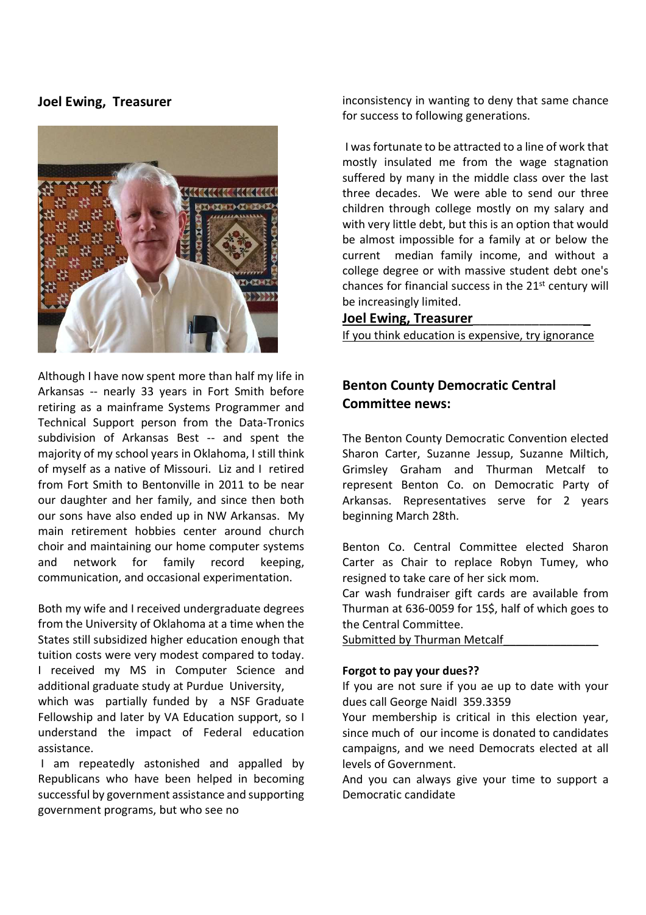### Joel Ewing, Treasurer

Although I have now spent more than half my life in Arkansas -- nearly 33 years in Fort Smith before retiring as a mainframe Systems Programmer and Technical Support person from the Data-Tronics subdivision of Arkansas Best -- and spent the majority of my school years in Oklahoma, I still think of myself as a native of Missouri. Liz and I retired from Fort Smith to Bentonville in 2011 to be near our daughter and her family, and since then both our sons have also ended up in NW Arkansas. My main retirement hobbies center around church choir and maintaining our home computer systems and network for family record keeping, communication, and occasional experimentation.

Both my wife and I received undergraduate degrees from the University of Oklahoma at a time when the States still subsidized higher education enough that tuition costs were very modest compared to today. I received my MS in Computer Science and additional graduate study at Purdue University, which was partially funded by a NSF Graduate Fellowship and later by VA Education support, so I understand the impact of Federal education assistance.

I am repeatedly astonished and appalled by Republicans who have been helped in becoming successful by government assistance and supporting government programs, but who see no inconsistency in wanting to deny that same chance for success to following generations.

I was fortunate to be attracted to a line of work that mostly insulated me from the wage stagnation suffered by many in the middle class over the last three decades. We were able to send our three children through college mostly on my salary and with very little debt, but this is an option that would be almost impossible for a family at or below the current median family income, and without a college degree or with massive student debt one's chances for financial success in the 21st century will be increasingly limited.

**Joel Ewing, Treasurer**

If you think education is expensive, try ignorance

## Benton County Democratic Central Committee news:

The Benton County Democratic Convention elected Sharon Carter, Suzanne Jessup, Suzanne Miltich, Grimsley Graham and Thurman Metcalf to represent Benton Co. on Democratic Party of Arkansas. Representatives serve for 2 years beginning March 28th.

Benton Co. Central Committee elected Sharon Carter as Chair to replace Robyn Tumey, who resigned to take care of her sick mom.

Car wash fundraiser gift cards are available from Thurman at 636-0059 for 15$, half of which goes to the Central Committee.

Submitted by Thurman Metcalf

**Forgot to pay your dues??**

If you are not sure if you ae up to date with your dues call George Naidl 359.3359

Your membership is critical in this election year, since much of our income is donated to candidates campaigns, and we need Democrats elected at all levels of Government.

And you can always give your time to support a Democratic candidate